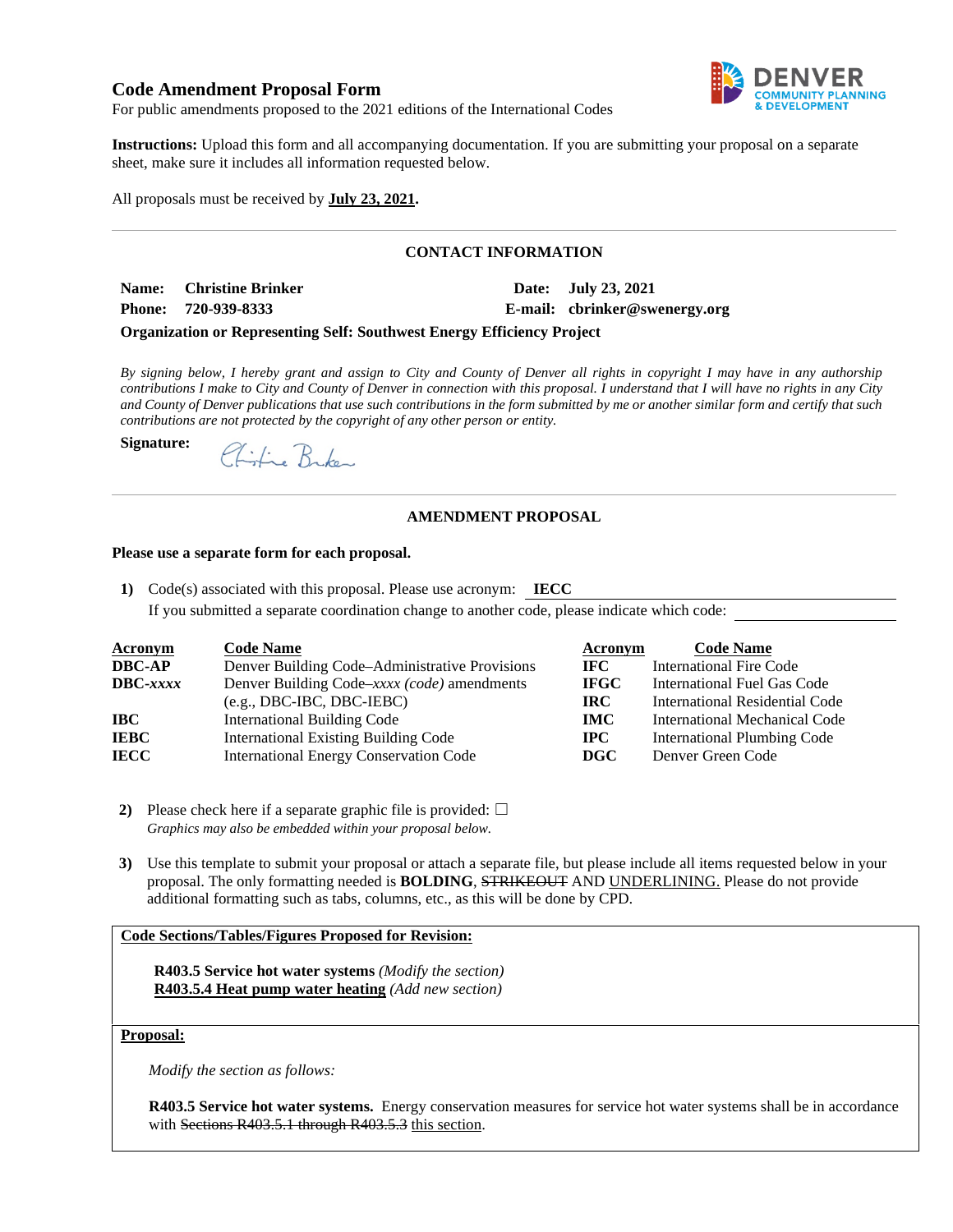# Code Amendment Proposal Form

For public amendments proposed to the 2021 editions of the International Codes

**Instructions:** Upload this form and all accompanying documentation. If you are submitting your proposal on a separate sheet, make sure it includes all information requested below.

All proposals must be received by **July 23, 2021.**

## CONTACT INFORMATION

**Name:** **Christine Brinker**
**Date:** **July 23, 2021**
**Phone:** **720-939-8333**
**E-mail:** **cbrinker@swenergy.org**

**Organization or Representing Self: Southwest Energy Efficiency Project**

*By signing below, I hereby grant and assign to City and County of Denver all rights in copyright I may have in any authorship contributions I make to City and County of Denver in connection with this proposal. I understand that I will have no rights in any City and County of Denver publications that use such contributions in the form submitted by me or another similar form and certify that such contributions are not protected by the copyright of any other person or entity.*

**Signature:** Christine Brinker

## AMENDMENT PROPOSAL

**Please use a separate form for each proposal.**

**1)** Code(s) associated with this proposal. Please use acronym: **IECC**
If you submitted a separate coordination change to another code, please indicate which code:

| Acronym | Code Name | Acronym | Code Name |
|---|---|---|---|
| **DBC-AP** | Denver Building Code–Administrative Provisions | **IFC** | International Fire Code |
| **DBC-*xxxx*** | Denver Building Code–*xxxx (code)* amendments (e.g., DBC-IBC, DBC-IEBC) | **IFGC** | International Fuel Gas Code |
| | | **IRC** | International Residential Code |
| **IBC** | International Building Code | **IMC** | International Mechanical Code |
| **IEBC** | International Existing Building Code | **IPC** | International Plumbing Code |
| **IECC** | International Energy Conservation Code | **DGC** | Denver Green Code |

**2)** Please check here if a separate graphic file is provided: ☐
*Graphics may also be embedded within your proposal below.*

**3)** Use this template to submit your proposal or attach a separate file, but please include all items requested below in your proposal. The only formatting needed is **BOLDING**, ~~STRIKEOUT~~ AND <u>UNDERLINING.</u> Please do not provide additional formatting such as tabs, columns, etc., as this will be done by CPD.

**Code Sections/Tables/Figures Proposed for Revision:**

**R403.5 Service hot water systems** *(Modify the section)*
<u>**R403.5.4 Heat pump water heating**</u> *(Add new section)*

**Proposal:**

*Modify the section as follows:*

**R403.5 Service hot water systems.** Energy conservation measures for service hot water systems shall be in accordance with ~~Sections R403.5.1 through R403.5.3~~ <u>this section</u>.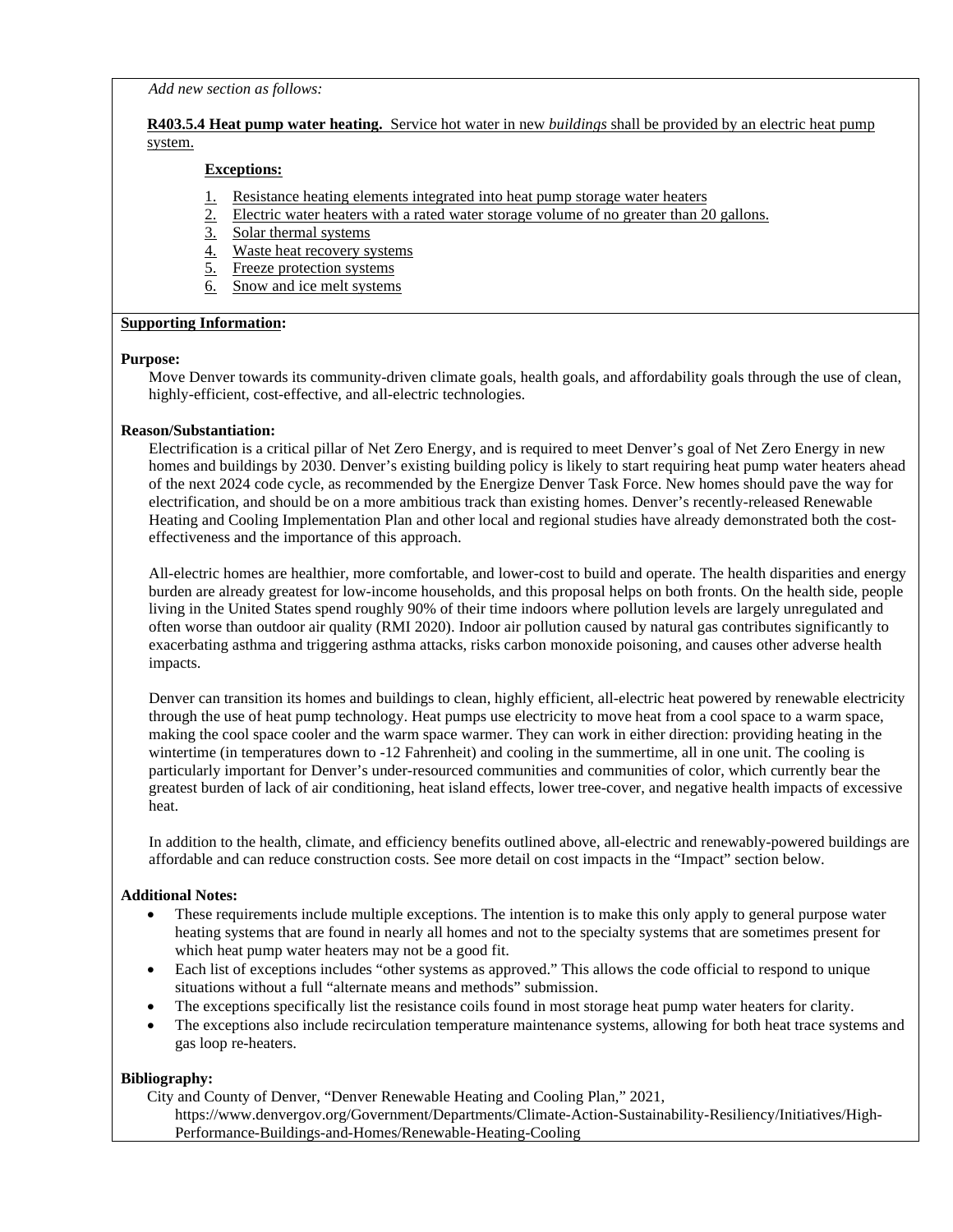*Add new section as follows:*

**R403.5.4 Heat pump water heating.** Service hot water in new *buildings* shall be provided by an electric heat pump system.

**Exceptions:**

1. Resistance heating elements integrated into heat pump storage water heaters
2. Electric water heaters with a rated water storage volume of no greater than 20 gallons.
3. Solar thermal systems
4. Waste heat recovery systems
5. Freeze protection systems
6. Snow and ice melt systems

**Supporting Information:**

**Purpose:**

Move Denver towards its community-driven climate goals, health goals, and affordability goals through the use of clean, highly-efficient, cost-effective, and all-electric technologies.

**Reason/Substantiation:**

Electrification is a critical pillar of Net Zero Energy, and is required to meet Denver's goal of Net Zero Energy in new homes and buildings by 2030. Denver's existing building policy is likely to start requiring heat pump water heaters ahead of the next 2024 code cycle, as recommended by the Energize Denver Task Force. New homes should pave the way for electrification, and should be on a more ambitious track than existing homes. Denver's recently-released Renewable Heating and Cooling Implementation Plan and other local and regional studies have already demonstrated both the cost-effectiveness and the importance of this approach.

All-electric homes are healthier, more comfortable, and lower-cost to build and operate. The health disparities and energy burden are already greatest for low-income households, and this proposal helps on both fronts. On the health side, people living in the United States spend roughly 90% of their time indoors where pollution levels are largely unregulated and often worse than outdoor air quality (RMI 2020). Indoor air pollution caused by natural gas contributes significantly to exacerbating asthma and triggering asthma attacks, risks carbon monoxide poisoning, and causes other adverse health impacts.

Denver can transition its homes and buildings to clean, highly efficient, all-electric heat powered by renewable electricity through the use of heat pump technology. Heat pumps use electricity to move heat from a cool space to a warm space, making the cool space cooler and the warm space warmer. They can work in either direction: providing heating in the wintertime (in temperatures down to -12 Fahrenheit) and cooling in the summertime, all in one unit. The cooling is particularly important for Denver's under-resourced communities and communities of color, which currently bear the greatest burden of lack of air conditioning, heat island effects, lower tree-cover, and negative health impacts of excessive heat.

In addition to the health, climate, and efficiency benefits outlined above, all-electric and renewably-powered buildings are affordable and can reduce construction costs. See more detail on cost impacts in the "Impact" section below.

**Additional Notes:**

- These requirements include multiple exceptions. The intention is to make this only apply to general purpose water heating systems that are found in nearly all homes and not to the specialty systems that are sometimes present for which heat pump water heaters may not be a good fit.
- Each list of exceptions includes "other systems as approved." This allows the code official to respond to unique situations without a full "alternate means and methods" submission.
- The exceptions specifically list the resistance coils found in most storage heat pump water heaters for clarity.
- The exceptions also include recirculation temperature maintenance systems, allowing for both heat trace systems and gas loop re-heaters.

**Bibliography:**

City and County of Denver, "Denver Renewable Heating and Cooling Plan," 2021, https://www.denvergov.org/Government/Departments/Climate-Action-Sustainability-Resiliency/Initiatives/High-Performance-Buildings-and-Homes/Renewable-Heating-Cooling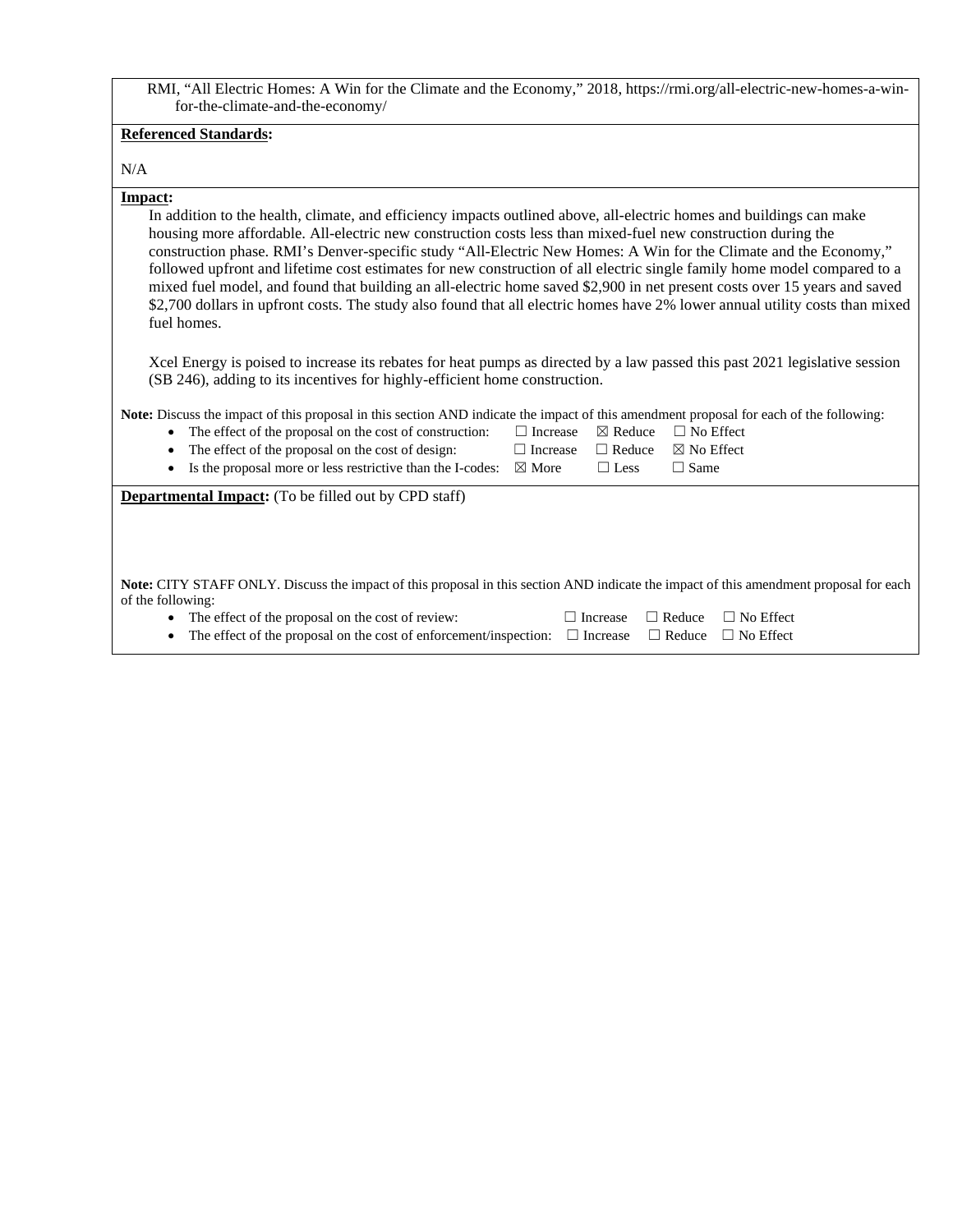RMI, "All Electric Homes: A Win for the Climate and the Economy," 2018, https://rmi.org/all-electric-new-homes-a-win-for-the-climate-and-the-economy/

**Referenced Standards:**

N/A

**Impact:**

In addition to the health, climate, and efficiency impacts outlined above, all-electric homes and buildings can make housing more affordable. All-electric new construction costs less than mixed-fuel new construction during the construction phase. RMI's Denver-specific study "All-Electric New Homes: A Win for the Climate and the Economy," followed upfront and lifetime cost estimates for new construction of all electric single family home model compared to a mixed fuel model, and found that building an all-electric home saved $2,900 in net present costs over 15 years and saved $2,700 dollars in upfront costs. The study also found that all electric homes have 2% lower annual utility costs than mixed fuel homes.

Xcel Energy is poised to increase its rebates for heat pumps as directed by a law passed this past 2021 legislative session (SB 246), adding to its incentives for highly-efficient home construction.

**Note:** Discuss the impact of this proposal in this section AND indicate the impact of this amendment proposal for each of the following:

- The effect of the proposal on the cost of construction: ☐ Increase ☒ Reduce ☐ No Effect
- The effect of the proposal on the cost of design: ☐ Increase ☐ Reduce ☒ No Effect
- Is the proposal more or less restrictive than the I-codes: ☒ More ☐ Less ☐ Same

**Departmental Impact:** (To be filled out by CPD staff)

**Note:** CITY STAFF ONLY. Discuss the impact of this proposal in this section AND indicate the impact of this amendment proposal for each of the following:

- The effect of the proposal on the cost of review: ☐ Increase ☐ Reduce ☐ No Effect
- The effect of the proposal on the cost of enforcement/inspection: ☐ Increase ☐ Reduce ☐ No Effect